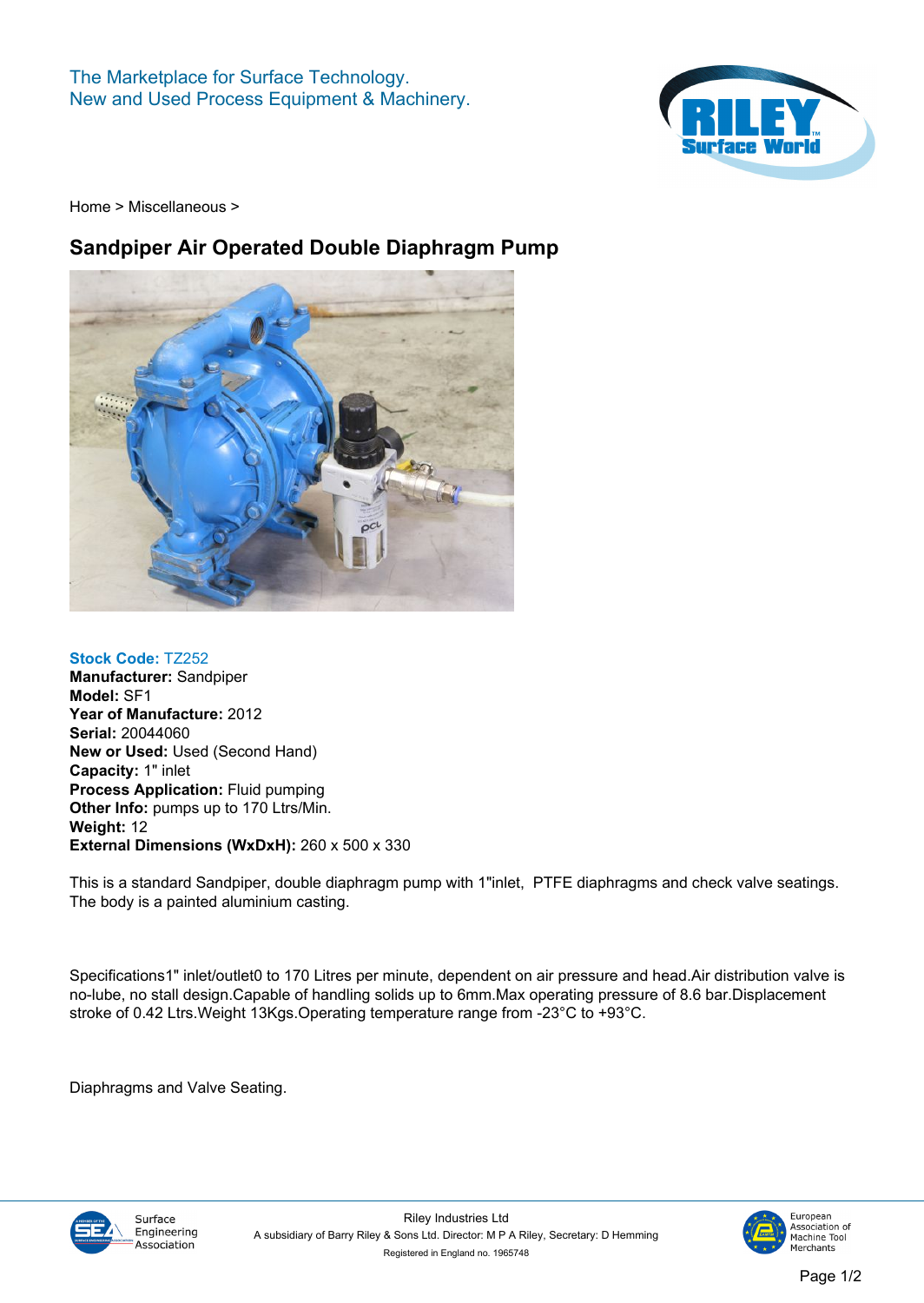The Marketplace for Surface Technology.
New and Used Process Equipment & Machinery.

Home > Miscellaneous >

# Sandpiper Air Operated Double Diaphragm Pump

**Stock Code:** TZ252
**Manufacturer:** Sandpiper
**Model:** SF1
**Year of Manufacture:** 2012
**Serial:** 20044060
**New or Used:** Used (Second Hand)
**Capacity:** 1" inlet
**Process Application:** Fluid pumping
**Other Info:** pumps up to 170 Ltrs/Min.
**Weight:** 12
**External Dimensions (WxDxH):** 260 x 500 x 330

This is a standard Sandpiper, double diaphragm pump with 1"inlet, PTFE diaphragms and check valve seatings. The body is a painted aluminium casting.

Specifications1" inlet/outlet0 to 170 Litres per minute, dependent on air pressure and head.Air distribution valve is no-lube, no stall design.Capable of handling solids up to 6mm.Max operating pressure of 8.6 bar.Displacement stroke of 0.42 Ltrs.Weight 13Kgs.Operating temperature range from -23°C to +93°C.

Diaphragms and Valve Seating.

Surface Engineering Association

Riley Industries Ltd
A subsidiary of Barry Riley & Sons Ltd. Director: M P A Riley, Secretary: D Hemming
Registered in England no. 1965748

European Association of Machine Tool Merchants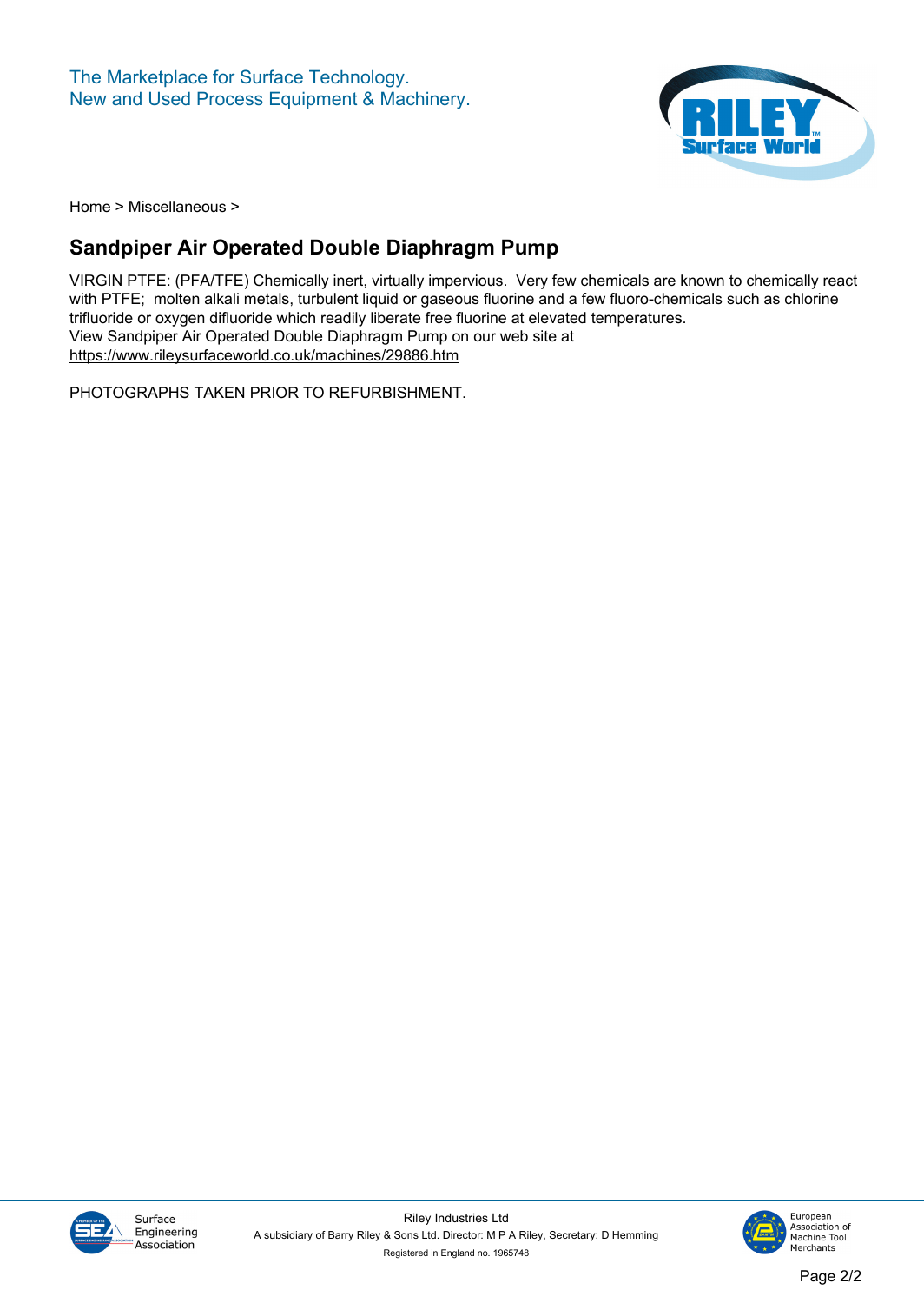The Marketplace for Surface Technology.
New and Used Process Equipment & Machinery.

Home > Miscellaneous >

## Sandpiper Air Operated Double Diaphragm Pump

VIRGIN PTFE: (PFA/TFE) Chemically inert, virtually impervious. Very few chemicals are known to chemically react with PTFE; molten alkali metals, turbulent liquid or gaseous fluorine and a few fluoro-chemicals such as chlorine trifluoride or oxygen difluoride which readily liberate free fluorine at elevated temperatures.
View Sandpiper Air Operated Double Diaphragm Pump on our web site at
https://www.rileysurfaceworld.co.uk/machines/29886.htm

PHOTOGRAPHS TAKEN PRIOR TO REFURBISHMENT.

Riley Industries Ltd
A subsidiary of Barry Riley & Sons Ltd. Director: M P A Riley, Secretary: D Hemming
Registered in England no. 1965748